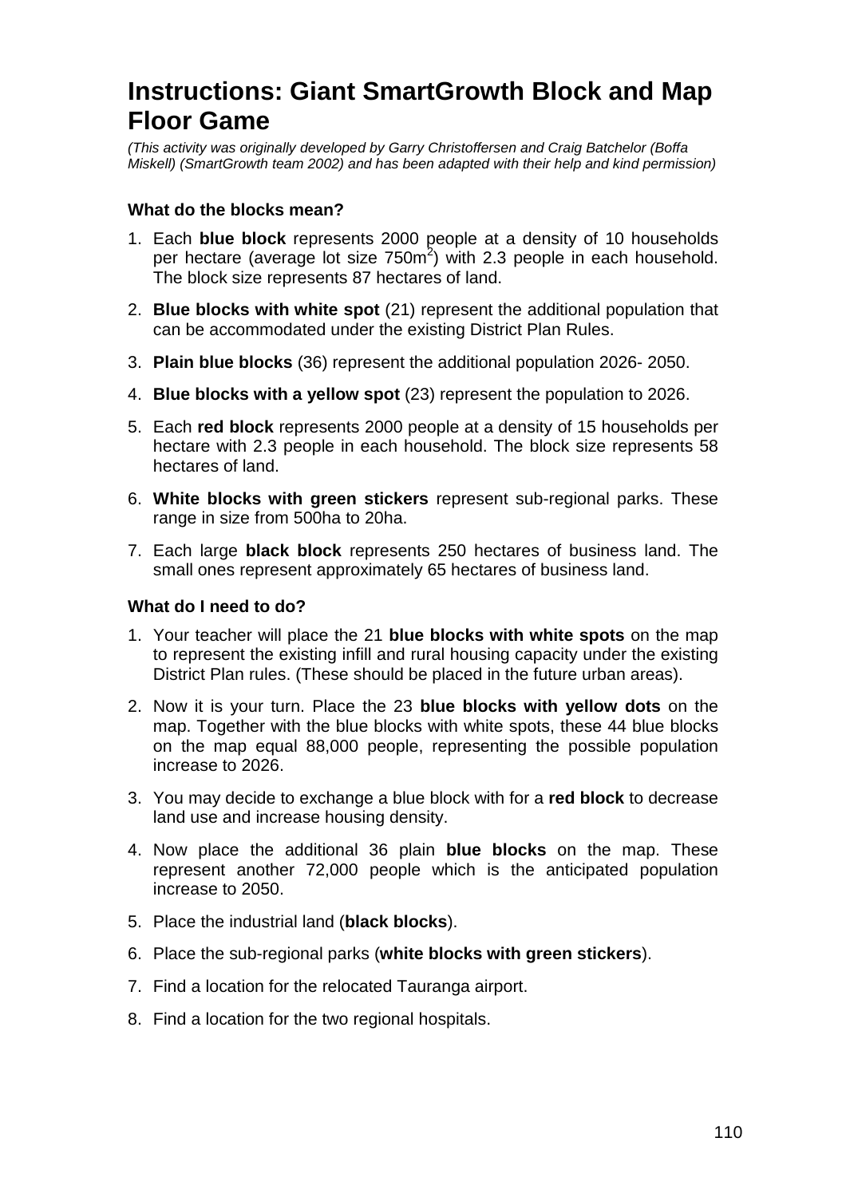# Instructions: Giant SmartGrowth Block and Map Floor Game

*(This activity was originally developed by Garry Christoffersen and Craig Batchelor (Boffa Miskell) (SmartGrowth team 2002) and has been adapted with their help and kind permission)*

### What do the blocks mean?

1. Each **blue block** represents 2000 people at a density of 10 households per hectare (average lot size 750m$^2$) with 2.3 people in each household. The block size represents 87 hectares of land.
2. **Blue blocks with white spot** (21) represent the additional population that can be accommodated under the existing District Plan Rules.
3. **Plain blue blocks** (36) represent the additional population 2026- 2050.
4. **Blue blocks with a yellow spot** (23) represent the population to 2026.
5. Each **red block** represents 2000 people at a density of 15 households per hectare with 2.3 people in each household. The block size represents 58 hectares of land.
6. **White blocks with green stickers** represent sub-regional parks. These range in size from 500ha to 20ha.
7. Each large **black block** represents 250 hectares of business land. The small ones represent approximately 65 hectares of business land.

### What do I need to do?

1. Your teacher will place the 21 **blue blocks with white spots** on the map to represent the existing infill and rural housing capacity under the existing District Plan rules. (These should be placed in the future urban areas).
2. Now it is your turn. Place the 23 **blue blocks with yellow dots** on the map. Together with the blue blocks with white spots, these 44 blue blocks on the map equal 88,000 people, representing the possible population increase to 2026.
3. You may decide to exchange a blue block with for a **red block** to decrease land use and increase housing density.
4. Now place the additional 36 plain **blue blocks** on the map. These represent another 72,000 people which is the anticipated population increase to 2050.
5. Place the industrial land (**black blocks**).
6. Place the sub-regional parks (**white blocks with green stickers**).
7. Find a location for the relocated Tauranga airport.
8. Find a location for the two regional hospitals.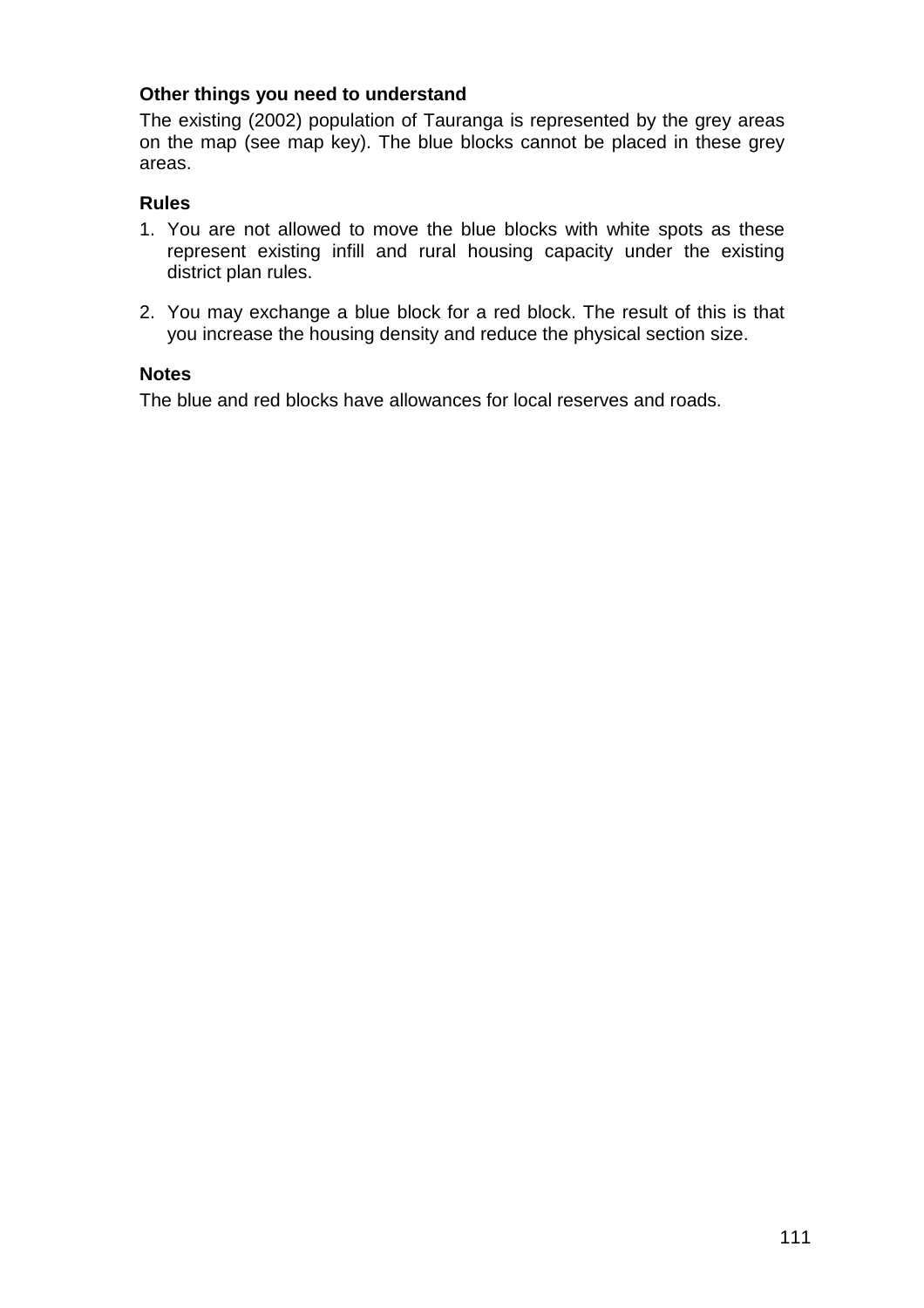**Other things you need to understand**

The existing (2002) population of Tauranga is represented by the grey areas on the map (see map key). The blue blocks cannot be placed in these grey areas.

**Rules**

1. You are not allowed to move the blue blocks with white spots as these represent existing infill and rural housing capacity under the existing district plan rules.

2. You may exchange a blue block for a red block. The result of this is that you increase the housing density and reduce the physical section size.

**Notes**

The blue and red blocks have allowances for local reserves and roads.